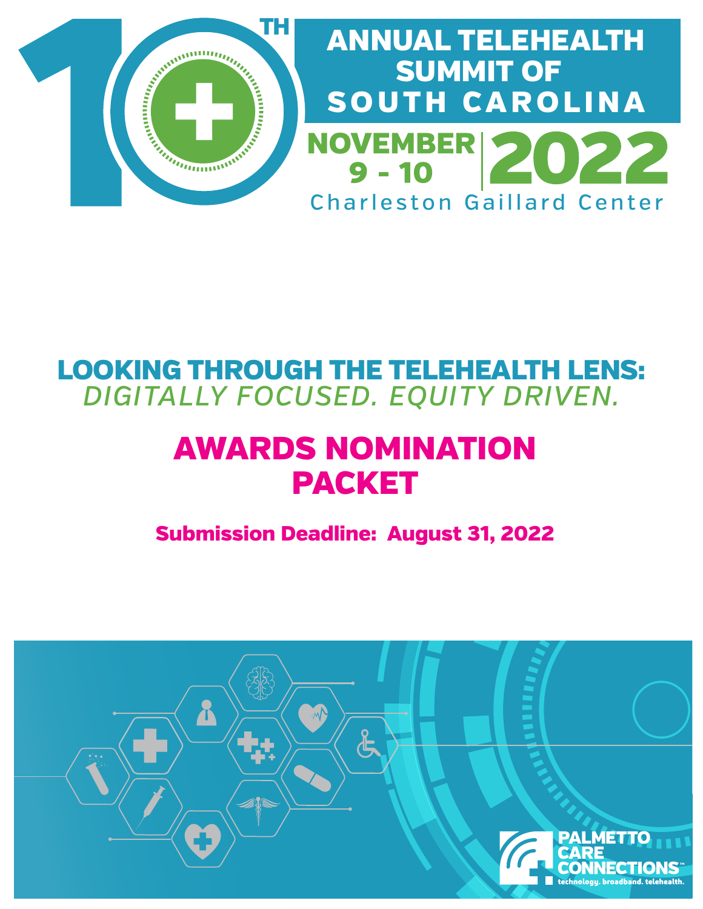# 10TH ANNUAL TELEHEALTH SUMMIT OF SOUTH CAROLINA

**NOVEMBER 9 - 10 | 2022**

Charleston Gaillard Center

## LOOKING THROUGH THE TELEHEALTH LENS:

*DIGITALLY FOCUSED. EQUITY DRIVEN.*

# AWARDS NOMINATION PACKET

**Submission Deadline: August 31, 2022**

PALMETTO CARE CONNECTIONS™

technology. broadband. telehealth.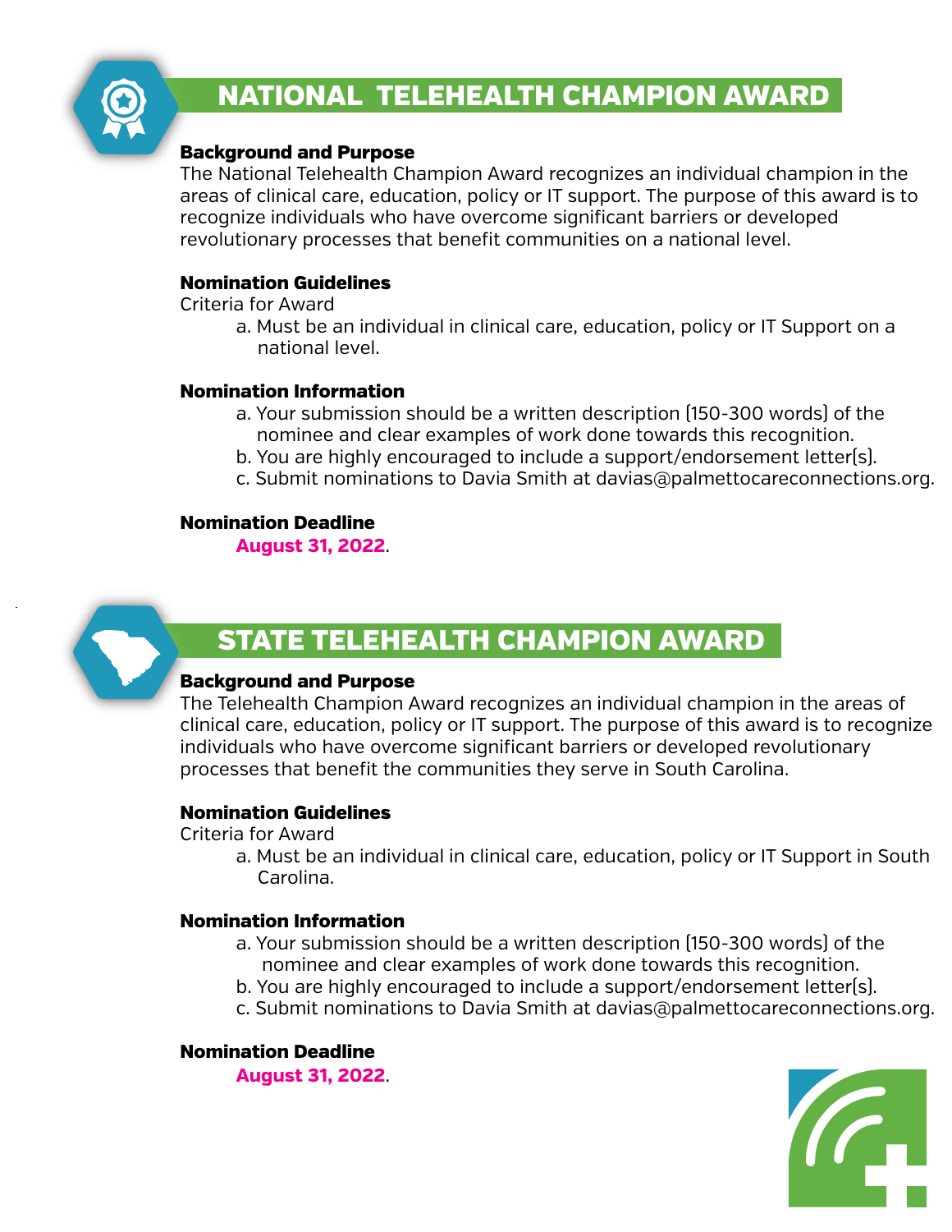# NATIONAL TELEHEALTH CHAMPION AWARD

**Background and Purpose**

The National Telehealth Champion Award recognizes an individual champion in the areas of clinical care, education, policy or IT support. The purpose of this award is to recognize individuals who have overcome significant barriers or developed revolutionary processes that benefit communities on a national level.

**Nomination Guidelines**

Criteria for Award

a. Must be an individual in clinical care, education, policy or IT Support on a national level.

**Nomination Information**

a. Your submission should be a written description (150-300 words) of the nominee and clear examples of work done towards this recognition.
b. You are highly encouraged to include a support/endorsement letter(s).
c. Submit nominations to Davia Smith at davias@palmettocareconnections.org.

**Nomination Deadline**

**August 31, 2022**.

# STATE TELEHEALTH CHAMPION AWARD

**Background and Purpose**

The Telehealth Champion Award recognizes an individual champion in the areas of clinical care, education, policy or IT support. The purpose of this award is to recognize individuals who have overcome significant barriers or developed revolutionary processes that benefit the communities they serve in South Carolina.

**Nomination Guidelines**

Criteria for Award

a. Must be an individual in clinical care, education, policy or IT Support in South Carolina.

**Nomination Information**

a. Your submission should be a written description (150-300 words) of the nominee and clear examples of work done towards this recognition.
b. You are highly encouraged to include a support/endorsement letter(s).
c. Submit nominations to Davia Smith at davias@palmettocareconnections.org.

**Nomination Deadline**

**August 31, 2022**.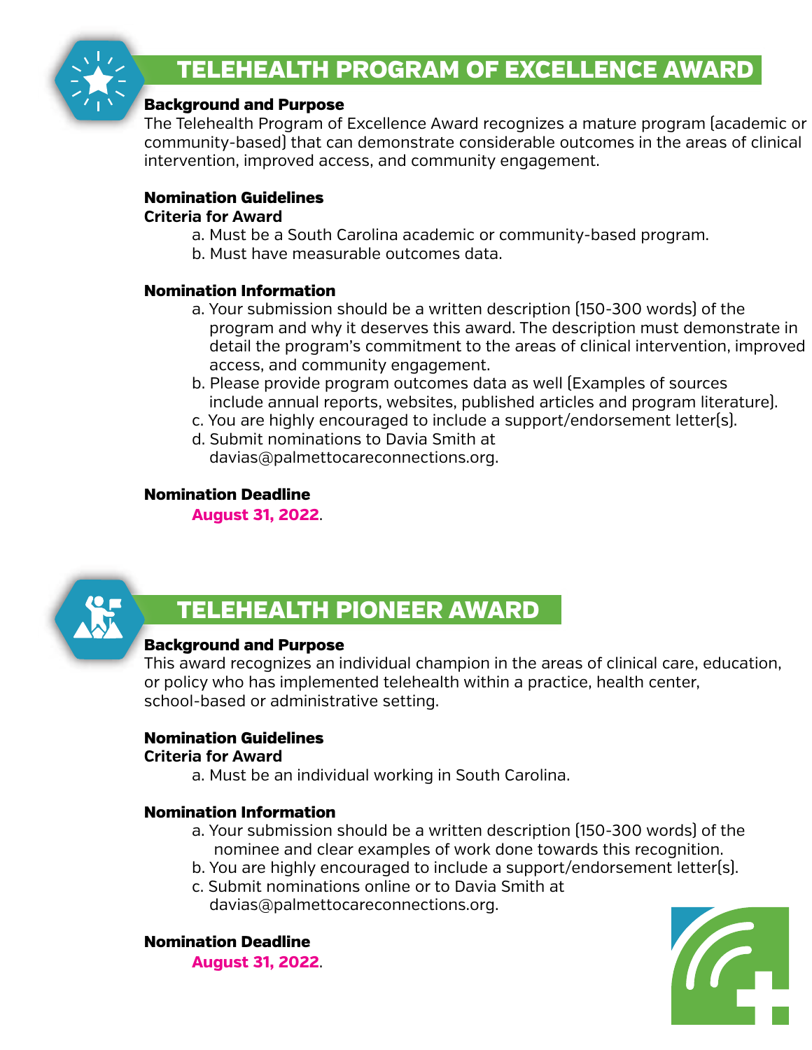## TELEHEALTH PROGRAM OF EXCELLENCE AWARD

**Background and Purpose**

The Telehealth Program of Excellence Award recognizes a mature program (academic or community-based) that can demonstrate considerable outcomes in the areas of clinical intervention, improved access, and community engagement.

**Nomination Guidelines**

**Criteria for Award**

a. Must be a South Carolina academic or community-based program.
b. Must have measurable outcomes data.

**Nomination Information**

a. Your submission should be a written description (150-300 words) of the program and why it deserves this award. The description must demonstrate in detail the program's commitment to the areas of clinical intervention, improved access, and community engagement.
b. Please provide program outcomes data as well (Examples of sources include annual reports, websites, published articles and program literature).
c. You are highly encouraged to include a support/endorsement letter(s).
d. Submit nominations to Davia Smith at davias@palmettocareconnections.org.

**Nomination Deadline**

**August 31, 2022**.

## TELEHEALTH PIONEER AWARD

**Background and Purpose**

This award recognizes an individual champion in the areas of clinical care, education, or policy who has implemented telehealth within a practice, health center, school-based or administrative setting.

**Nomination Guidelines**

**Criteria for Award**

a. Must be an individual working in South Carolina.

**Nomination Information**

a. Your submission should be a written description (150-300 words) of the nominee and clear examples of work done towards this recognition.
b. You are highly encouraged to include a support/endorsement letter(s).
c. Submit nominations online or to Davia Smith at davias@palmettocareconnections.org.

**Nomination Deadline**

**August 31, 2022**.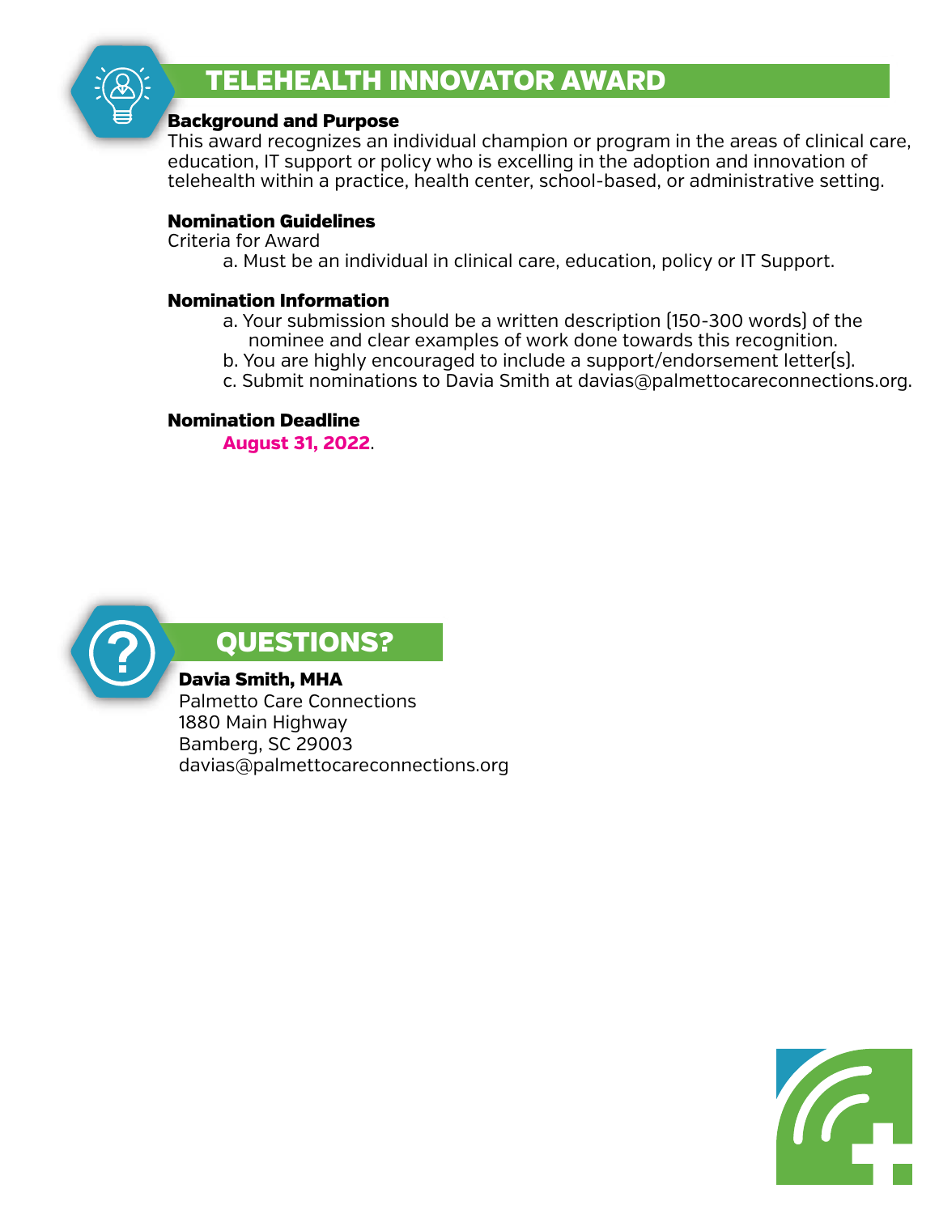## TELEHEALTH INNOVATOR AWARD

**Background and Purpose**

This award recognizes an individual champion or program in the areas of clinical care, education, IT support or policy who is excelling in the adoption and innovation of telehealth within a practice, health center, school-based, or administrative setting.

**Nomination Guidelines**

Criteria for Award

a. Must be an individual in clinical care, education, policy or IT Support.

**Nomination Information**

a. Your submission should be a written description (150-300 words) of the nominee and clear examples of work done towards this recognition.
b. You are highly encouraged to include a support/endorsement letter(s).
c. Submit nominations to Davia Smith at davias@palmettocareconnections.org.

**Nomination Deadline**

**August 31, 2022**.

## QUESTIONS?

**Davia Smith, MHA**
Palmetto Care Connections
1880 Main Highway
Bamberg, SC 29003
davias@palmettocareconnections.org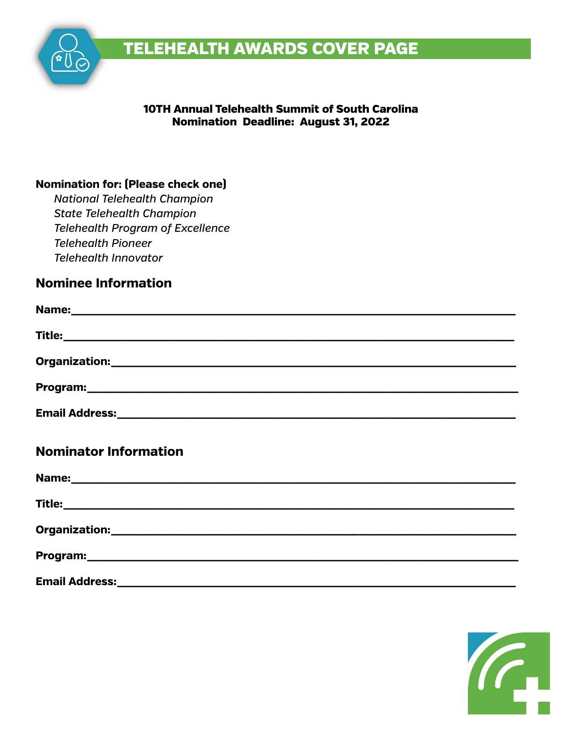# TELEHEALTH AWARDS COVER PAGE

**10TH Annual Telehealth Summit of South Carolina**
**Nomination Deadline: August 31, 2022**

**Nomination for: (Please check one)**

*National Telehealth Champion*
*State Telehealth Champion*
*Telehealth Program of Excellence*
*Telehealth Pioneer*
*Telehealth Innovator*

## Nominee Information

**Name:**\_\_\_\_\_\_\_\_\_\_\_\_\_\_\_\_\_\_\_\_\_\_\_\_\_\_\_\_\_\_\_\_\_\_\_\_\_\_\_\_

**Title:**\_\_\_\_\_\_\_\_\_\_\_\_\_\_\_\_\_\_\_\_\_\_\_\_\_\_\_\_\_\_\_\_\_\_\_\_\_\_\_\_

**Organization:**\_\_\_\_\_\_\_\_\_\_\_\_\_\_\_\_\_\_\_\_\_\_\_\_\_\_\_\_\_\_\_\_\_\_\_\_

**Program:**\_\_\_\_\_\_\_\_\_\_\_\_\_\_\_\_\_\_\_\_\_\_\_\_\_\_\_\_\_\_\_\_\_\_\_\_\_\_

**Email Address:**\_\_\_\_\_\_\_\_\_\_\_\_\_\_\_\_\_\_\_\_\_\_\_\_\_\_\_\_\_\_\_\_\_\_\_

## Nominator Information

**Name:**\_\_\_\_\_\_\_\_\_\_\_\_\_\_\_\_\_\_\_\_\_\_\_\_\_\_\_\_\_\_\_\_\_\_\_\_\_\_\_\_

**Title:**\_\_\_\_\_\_\_\_\_\_\_\_\_\_\_\_\_\_\_\_\_\_\_\_\_\_\_\_\_\_\_\_\_\_\_\_\_\_\_\_

**Organization:**\_\_\_\_\_\_\_\_\_\_\_\_\_\_\_\_\_\_\_\_\_\_\_\_\_\_\_\_\_\_\_\_\_\_\_\_

**Program:**\_\_\_\_\_\_\_\_\_\_\_\_\_\_\_\_\_\_\_\_\_\_\_\_\_\_\_\_\_\_\_\_\_\_\_\_\_\_

**Email Address:**\_\_\_\_\_\_\_\_\_\_\_\_\_\_\_\_\_\_\_\_\_\_\_\_\_\_\_\_\_\_\_\_\_\_\_